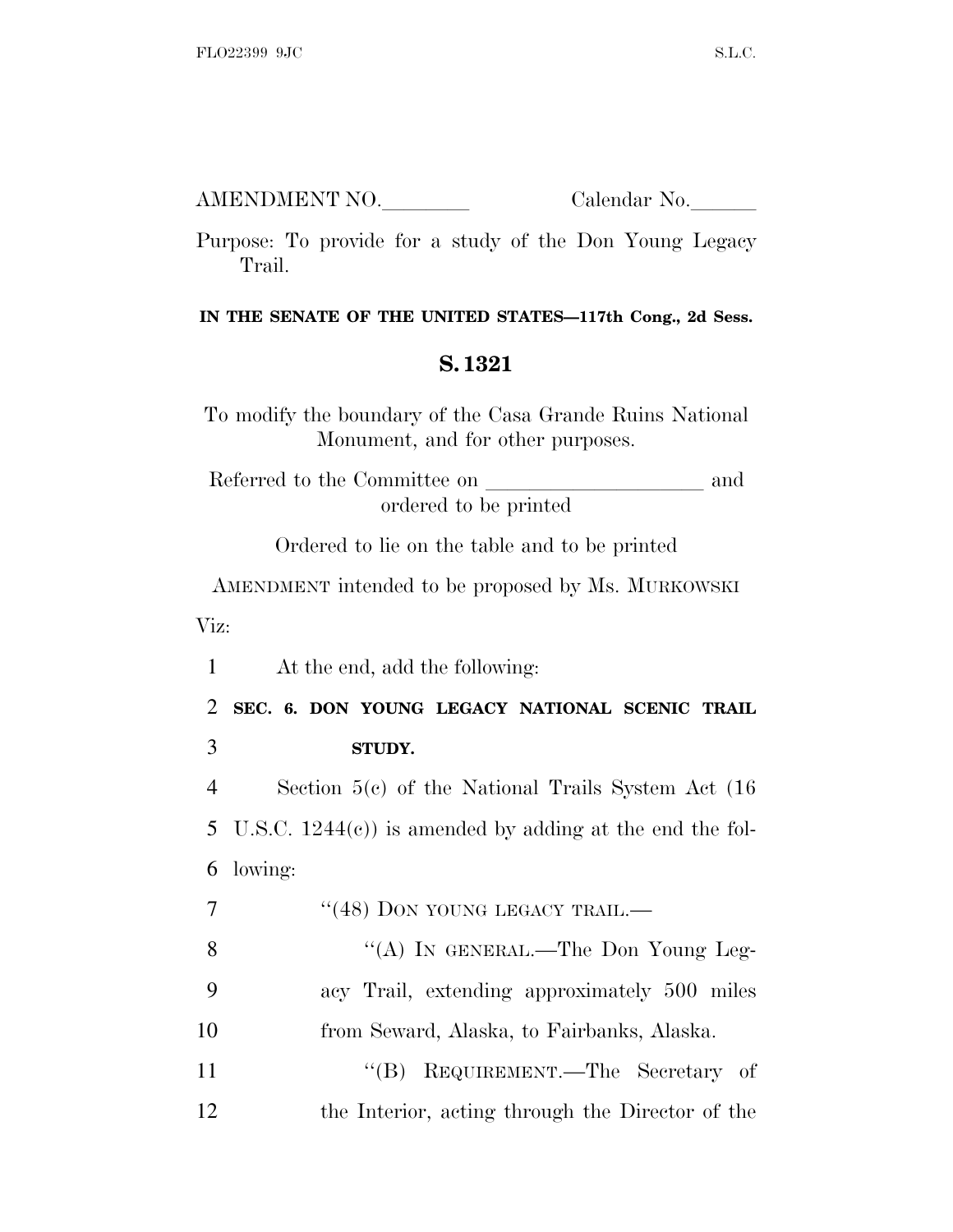AMENDMENT NO.________ Calendar No.______

Purpose: To provide for a study of the Don Young Legacy Trail.

**IN THE SENATE OF THE UNITED STATES—117th Cong., 2d Sess.**

# S. 1321

To modify the boundary of the Casa Grande Ruins National Monument, and for other purposes.

Referred to the Committee on ____________________ and ordered to be printed

Ordered to lie on the table and to be printed

AMENDMENT intended to be proposed by Ms. MURKOWSKI

Viz:

1 At the end, add the following:

2 **SEC. 6. DON YOUNG LEGACY NATIONAL SCENIC TRAIL**
3 **STUDY.**

4 Section 5(c) of the National Trails System Act (16
5 U.S.C. 1244(c)) is amended by adding at the end the fol-
6 lowing:

7 "(48) DON YOUNG LEGACY TRAIL.—

8 "(A) IN GENERAL.—The Don Young Leg-
9 acy Trail, extending approximately 500 miles
10 from Seward, Alaska, to Fairbanks, Alaska.

11 "(B) REQUIREMENT.—The Secretary of
12 the Interior, acting through the Director of the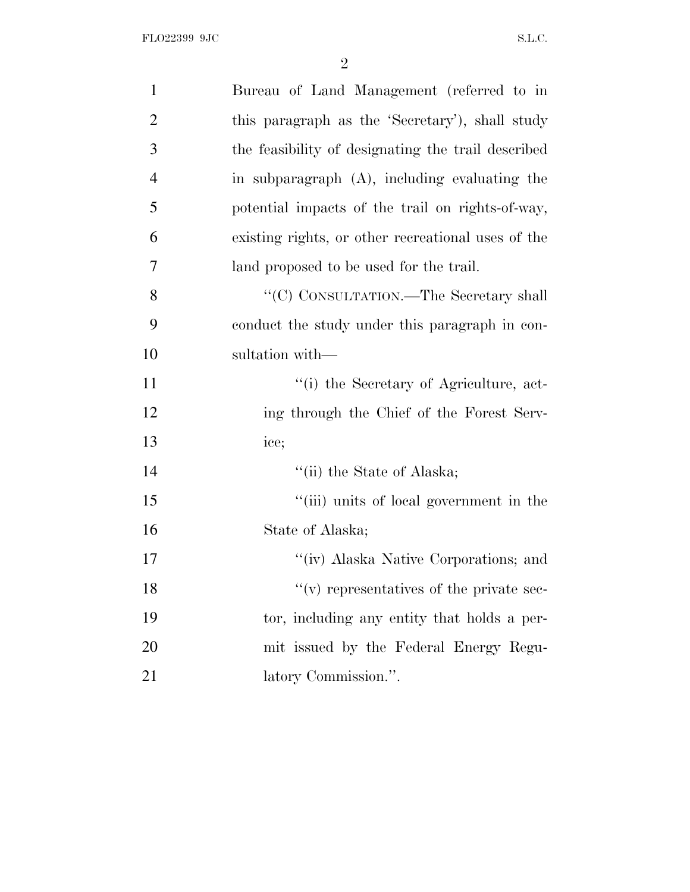Bureau of Land Management (referred to in this paragraph as the 'Secretary'), shall study the feasibility of designating the trail described in subparagraph (A), including evaluating the potential impacts of the trail on rights-of-way, existing rights, or other recreational uses of the land proposed to be used for the trail.

"(C) CONSULTATION.—The Secretary shall conduct the study under this paragraph in consultation with—

"(i) the Secretary of Agriculture, acting through the Chief of the Forest Service;

"(ii) the State of Alaska;

"(iii) units of local government in the State of Alaska;

"(iv) Alaska Native Corporations; and

"(v) representatives of the private sector, including any entity that holds a permit issued by the Federal Energy Regulatory Commission.".